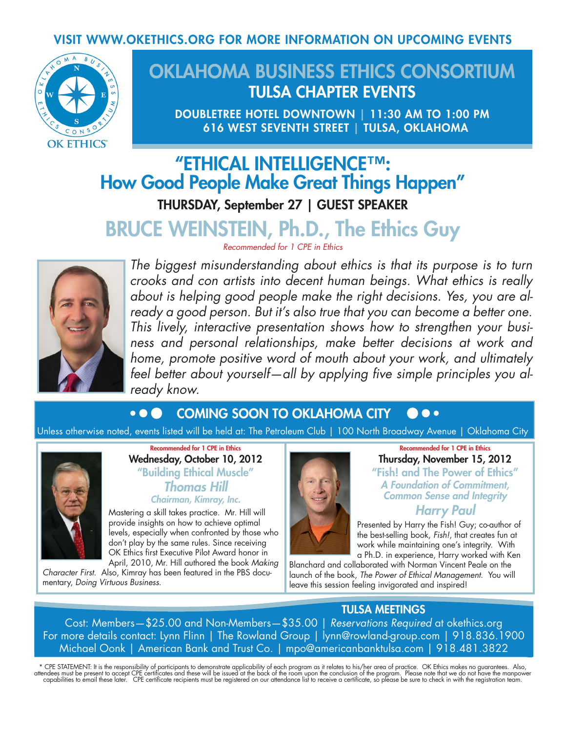VISIT WWW.OKETHICS.ORG FOR MORE INFORMATION ON UPCOMING EVENTS

OKLAHOMA BUSINESS ETHICS CONSORTIUM

OK ETHICS®

# OKLAHOMA BUSINESS ETHICS CONSORTIUM

## TULSA CHAPTER EVENTS

**DOUBLETREE HOTEL DOWNTOWN | 11:30 AM TO 1:00 PM**
**616 WEST SEVENTH STREET | TULSA, OKLAHOMA**

# "ETHICAL INTELLIGENCE™: How Good People Make Great Things Happen"

**THURSDAY, September 27 | GUEST SPEAKER**

## BRUCE WEINSTEIN, Ph.D., The Ethics Guy

*Recommended for 1 CPE in Ethics*

*The biggest misunderstanding about ethics is that its purpose is to turn crooks and con artists into decent human beings. What ethics is really about is helping good people make the right decisions. Yes, you are already a good person. But it's also true that you can become a better one. This lively, interactive presentation shows how to strengthen your business and personal relationships, make better decisions at work and home, promote positive word of mouth about your work, and ultimately feel better about yourself—all by applying five simple principles you already know.*

## COMING SOON TO OKLAHOMA CITY

Unless otherwise noted, events listed will be held at: The Petroleum Club | 100 North Broadway Avenue | Oklahoma City

*Recommended for 1 CPE in Ethics*

**Wednesday, October 10, 2012**

**"Building Ethical Muscle"**

***Thomas Hill***

*Chairman, Kimray, Inc.*

Mastering a skill takes practice. Mr. Hill will provide insights on how to achieve optimal levels, especially when confronted by those who don't play by the same rules. Since receiving OK Ethics first Executive Pilot Award honor in April, 2010, Mr. Hill authored the book *Making Character First*. Also, Kimray has been featured in the PBS documentary, *Doing Virtuous Business*.

*Recommended for 1 CPE in Ethics*

**Thursday, November 15, 2012**

**"Fish! and The Power of Ethics"**

*A Foundation of Commitment, Common Sense and Integrity*

***Harry Paul***

Presented by Harry the Fish! Guy; co-author of the best-selling book, *Fish!*, that creates fun at work while maintaining one's integrity. With a Ph.D. in experience, Harry worked with Ken Blanchard and collaborated with Norman Vincent Peale on the launch of the book, *The Power of Ethical Management*. You will leave this session feeling invigorated and inspired!

## TULSA MEETINGS

Cost: Members—$25.00 and Non-Members—$35.00 | *Reservations Required* at okethics.org
For more details contact: Lynn Flinn | The Rowland Group | lynn@rowland-group.com | 918.836.1900
Michael Oonk | American Bank and Trust Co. | mpo@americanbanktulsa.com | 918.481.3822

\* CPE STATEMENT: It is the responsibility of participants to demonstrate applicability of each program as it relates to his/her area of practice. OK Ethics makes no guarantees. Also, attendees must be present to accept CPE certificates and these will be issued at the back of the room upon the conclusion of the program. Please note that we do not have the manpower capabilities to email these later. CPE certificate recipients must be registered on our attendance list to receive a certificate, so please be sure to check in with the registration team.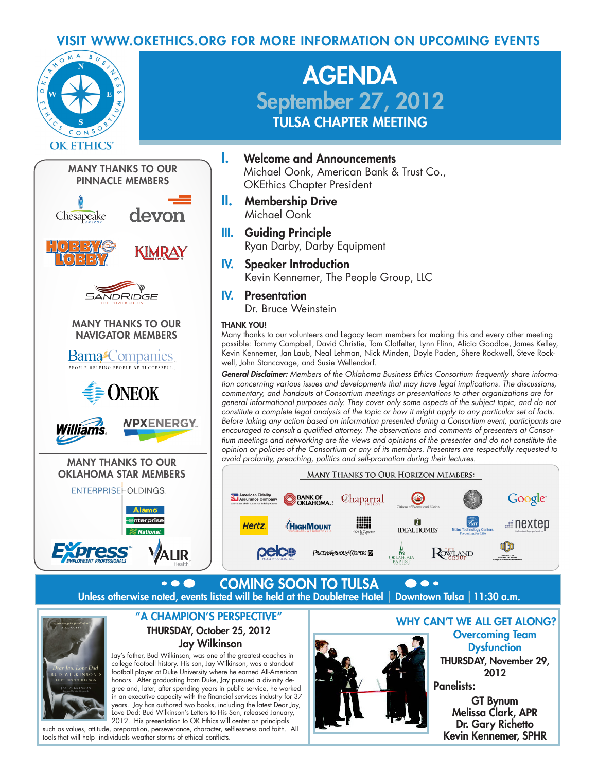VISIT WWW.OKETHICS.ORG FOR MORE INFORMATION ON UPCOMING EVENTS

OK ETHICS

# AGENDA

## September 27, 2012

### TULSA CHAPTER MEETING

**I. Welcome and Announcements**
Michael Oonk, American Bank & Trust Co., OKEthics Chapter President

**II. Membership Drive**
Michael Oonk

**III. Guiding Principle**
Ryan Darby, Darby Equipment

**IV. Speaker Introduction**
Kevin Kennemer, The People Group, LLC

**IV. Presentation**
Dr. Bruce Weinstein

**THANK YOU!**

Many thanks to our volunteers and Legacy team members for making this and every other meeting possible: Tommy Campbell, David Christie, Tom Clatfelter, Lynn Flinn, Alicia Goodloe, James Kelley, Kevin Kennemer, Jan Laub, Neal Lehman, Nick Minden, Doyle Paden, Shere Rockwell, Steve Rockwell, John Stancavage, and Susie Wellendorf.

***General Disclaimer:*** *Members of the Oklahoma Business Ethics Consortium frequently share information concerning various issues and developments that may have legal implications. The discussions, commentary, and handouts at Consortium meetings or presentations to other organizations are for general informational purposes only. They cover only some aspects of the subject topic, and do not constitute a complete legal analysis of the topic or how it might apply to any particular set of facts. Before taking any action based on information presented during a Consortium event, participants are encouraged to consult a qualified attorney. The observations and comments of presenters at Consortium meetings and networking are the views and opinions of the presenter and do not constitute the opinion or policies of the Consortium or any of its members. Presenters are respectfully requested to avoid profanity, preaching, politics and self-promotion during their lectures.*

### MANY THANKS TO OUR PINNACLE MEMBERS

Chesapeake Energy, devon, Hobby Lobby, Kimray Inc., SandRidge

### MANY THANKS TO OUR NAVIGATOR MEMBERS

Bama Companies, ONEOK, Williams, WPX Energy

### MANY THANKS TO OUR OKLAHOMA STAR MEMBERS

Enterprise Holdings (Alamo, Enterprise, National), Express Employment Professionals, Valir Health

### MANY THANKS TO OUR HORIZON MEMBERS:

American Fidelity Assurance Company, Bank of Oklahoma, Chaparral Energy, Citizen Potawatomi Nation, Google, Hertz, HighMount, Hyde & Company, Ideal Homes, Metro Technology Centers, nextep, pelco, PricewaterhouseCoopers, Oklahoma Baptist University, The Rowland Group, UCO

## COMING SOON TO TULSA

Unless otherwise noted, events listed will be held at the Doubletree Hotel | Downtown Tulsa | 11:30 a.m.

### "A CHAMPION'S PERSPECTIVE"

**THURSDAY, October 25, 2012**

**Jay Wilkinson**

Jay's father, Bud Wilkinson, was one of the greatest coaches in college football history. His son, Jay Wilkinson, was a standout football player at Duke University where he earned All-American honors. After graduating from Duke, Jay pursued a divinity degree and, later, after spending years in public service, he worked in an executive capacity with the financial services industry for 37 years. Jay has authored two books, including the latest Dear Jay, Love Dad: Bud Wilkinson's Letters to His Son, released January, 2012. His presentation to OK Ethics will center on principals such as values, attitude, preparation, perseverance, character, selflessness and faith. All tools that will help individuals weather storms of ethical conflicts.

### WHY CAN'T WE ALL GET ALONG?

**Overcoming Team Dysfunction**

**THURSDAY, November 29, 2012**

**Panelists:**

**GT Bynum**
**Melissa Clark, APR**
**Dr. Gary Richetto**
**Kevin Kennemer, SPHR**